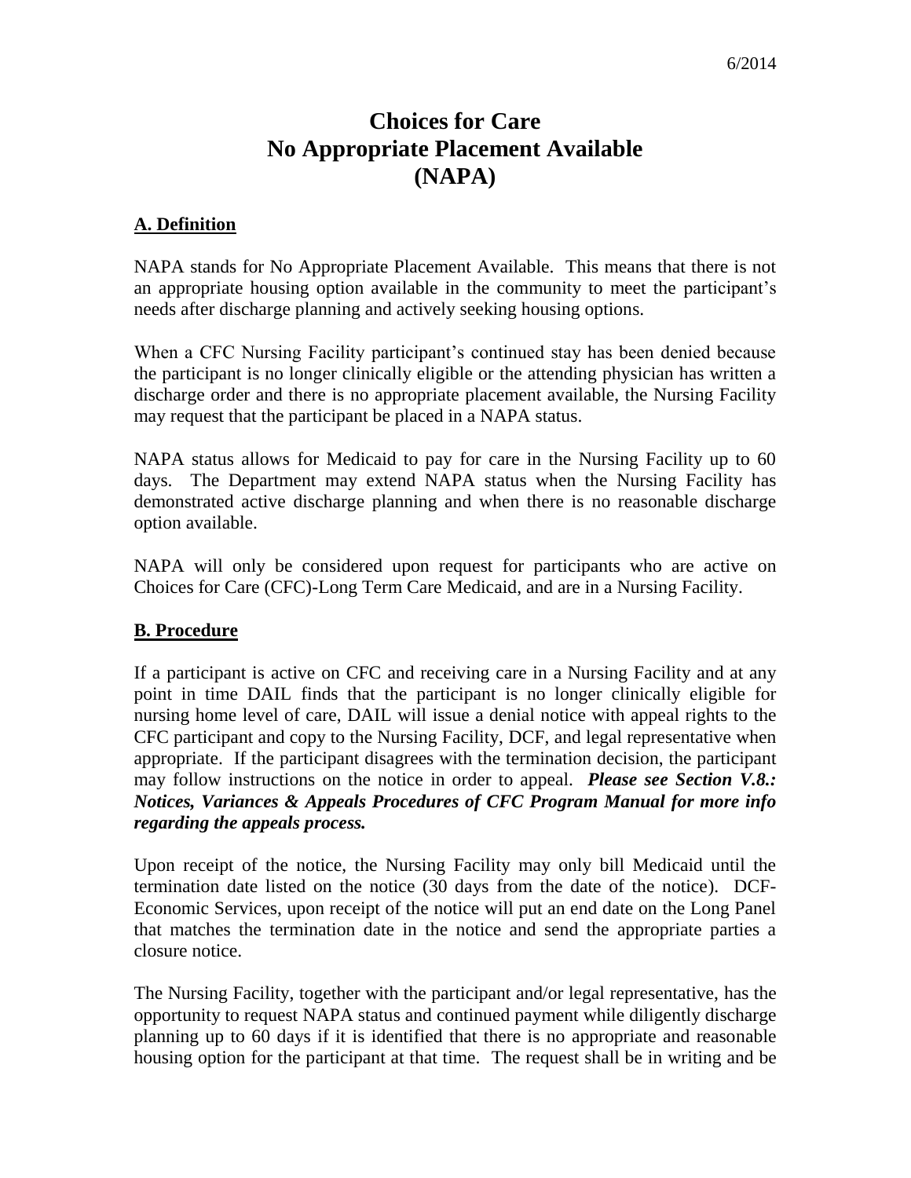6/2014

# Choices for Care
# No Appropriate Placement Available
# (NAPA)

## A. Definition

NAPA stands for No Appropriate Placement Available. This means that there is not an appropriate housing option available in the community to meet the participant's needs after discharge planning and actively seeking housing options.

When a CFC Nursing Facility participant's continued stay has been denied because the participant is no longer clinically eligible or the attending physician has written a discharge order and there is no appropriate placement available, the Nursing Facility may request that the participant be placed in a NAPA status.

NAPA status allows for Medicaid to pay for care in the Nursing Facility up to 60 days. The Department may extend NAPA status when the Nursing Facility has demonstrated active discharge planning and when there is no reasonable discharge option available.

NAPA will only be considered upon request for participants who are active on Choices for Care (CFC)-Long Term Care Medicaid, and are in a Nursing Facility.

## B. Procedure

If a participant is active on CFC and receiving care in a Nursing Facility and at any point in time DAIL finds that the participant is no longer clinically eligible for nursing home level of care, DAIL will issue a denial notice with appeal rights to the CFC participant and copy to the Nursing Facility, DCF, and legal representative when appropriate. If the participant disagrees with the termination decision, the participant may follow instructions on the notice in order to appeal. ***Please see Section V.8.: Notices, Variances & Appeals Procedures of CFC Program Manual for more info regarding the appeals process.***

Upon receipt of the notice, the Nursing Facility may only bill Medicaid until the termination date listed on the notice (30 days from the date of the notice). DCF-Economic Services, upon receipt of the notice will put an end date on the Long Panel that matches the termination date in the notice and send the appropriate parties a closure notice.

The Nursing Facility, together with the participant and/or legal representative, has the opportunity to request NAPA status and continued payment while diligently discharge planning up to 60 days if it is identified that there is no appropriate and reasonable housing option for the participant at that time. The request shall be in writing and be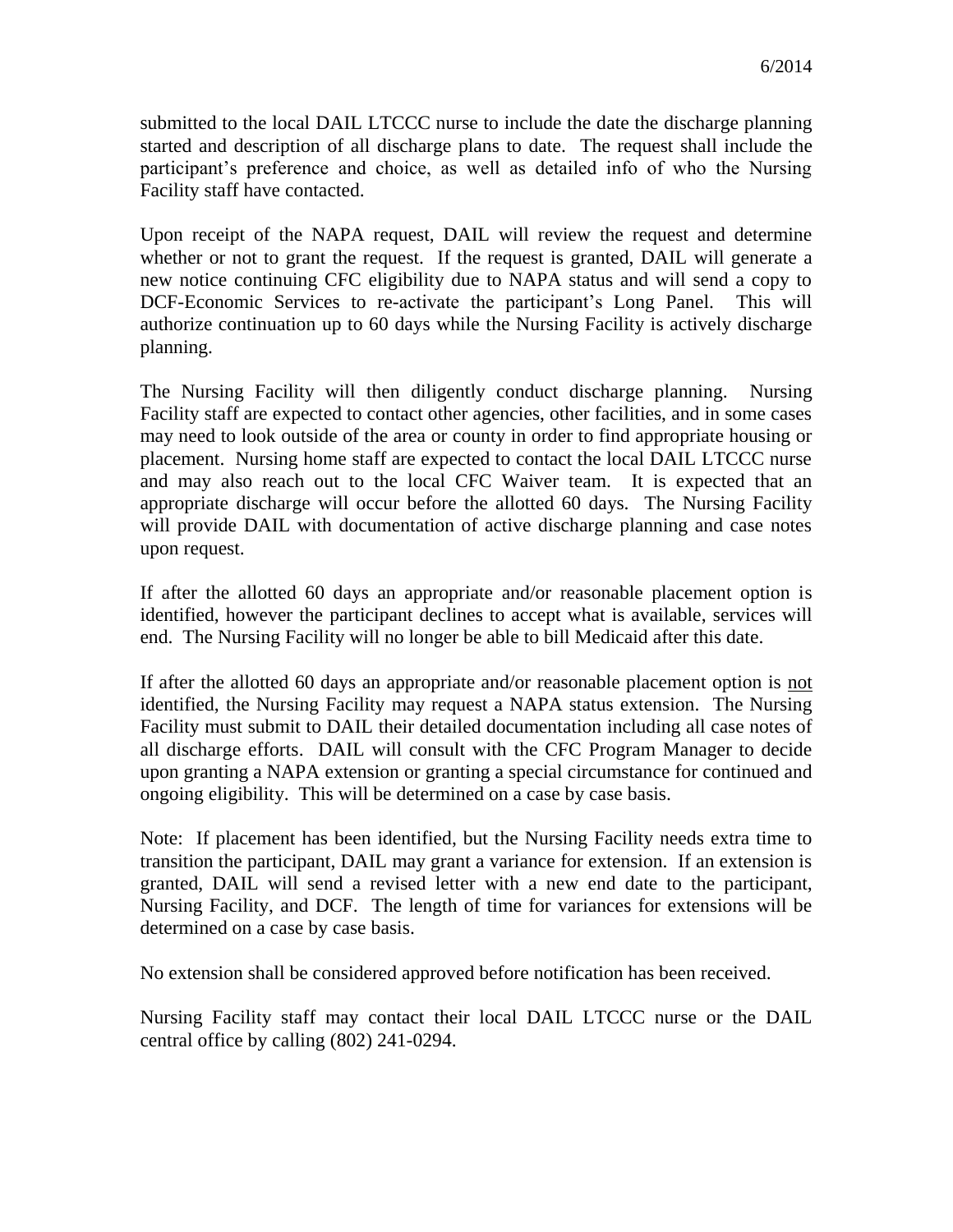submitted to the local DAIL LTCCC nurse to include the date the discharge planning started and description of all discharge plans to date. The request shall include the participant's preference and choice, as well as detailed info of who the Nursing Facility staff have contacted.

Upon receipt of the NAPA request, DAIL will review the request and determine whether or not to grant the request. If the request is granted, DAIL will generate a new notice continuing CFC eligibility due to NAPA status and will send a copy to DCF-Economic Services to re-activate the participant's Long Panel. This will authorize continuation up to 60 days while the Nursing Facility is actively discharge planning.

The Nursing Facility will then diligently conduct discharge planning. Nursing Facility staff are expected to contact other agencies, other facilities, and in some cases may need to look outside of the area or county in order to find appropriate housing or placement. Nursing home staff are expected to contact the local DAIL LTCCC nurse and may also reach out to the local CFC Waiver team. It is expected that an appropriate discharge will occur before the allotted 60 days. The Nursing Facility will provide DAIL with documentation of active discharge planning and case notes upon request.

If after the allotted 60 days an appropriate and/or reasonable placement option is identified, however the participant declines to accept what is available, services will end. The Nursing Facility will no longer be able to bill Medicaid after this date.

If after the allotted 60 days an appropriate and/or reasonable placement option is <u>not</u> identified, the Nursing Facility may request a NAPA status extension. The Nursing Facility must submit to DAIL their detailed documentation including all case notes of all discharge efforts. DAIL will consult with the CFC Program Manager to decide upon granting a NAPA extension or granting a special circumstance for continued and ongoing eligibility. This will be determined on a case by case basis.

Note: If placement has been identified, but the Nursing Facility needs extra time to transition the participant, DAIL may grant a variance for extension. If an extension is granted, DAIL will send a revised letter with a new end date to the participant, Nursing Facility, and DCF. The length of time for variances for extensions will be determined on a case by case basis.

No extension shall be considered approved before notification has been received.

Nursing Facility staff may contact their local DAIL LTCCC nurse or the DAIL central office by calling (802) 241-0294.